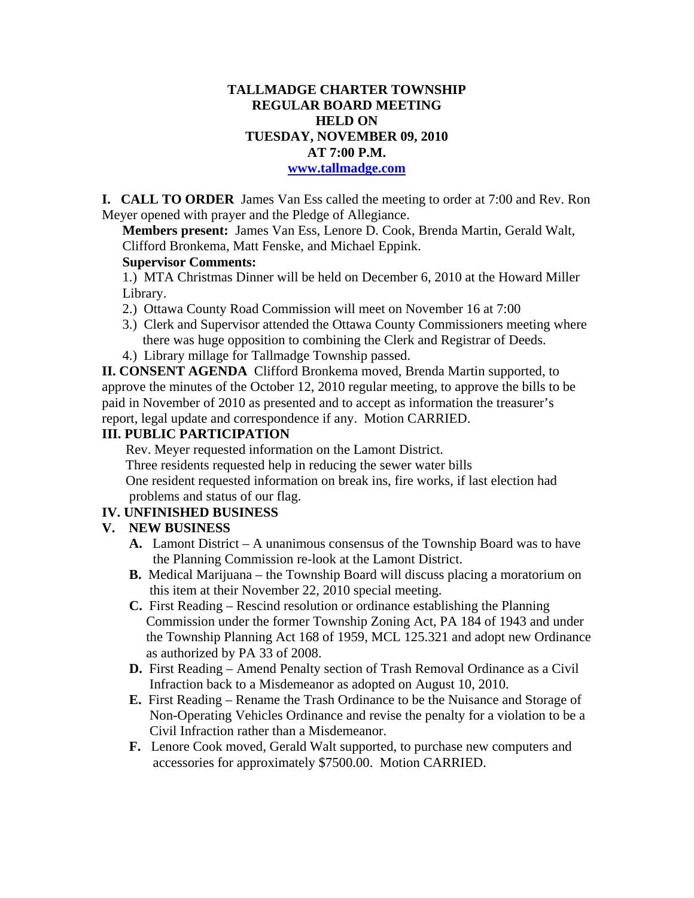# TALLMADGE CHARTER TOWNSHIP
# REGULAR BOARD MEETING
# HELD ON
# TUESDAY, NOVEMBER 09, 2010
# AT 7:00 P.M.

**www.tallmadge.com**

**I. CALL TO ORDER** James Van Ess called the meeting to order at 7:00 and Rev. Ron Meyer opened with prayer and the Pledge of Allegiance.

**Members present:** James Van Ess, Lenore D. Cook, Brenda Martin, Gerald Walt, Clifford Bronkema, Matt Fenske, and Michael Eppink.

**Supervisor Comments:**

1.) MTA Christmas Dinner will be held on December 6, 2010 at the Howard Miller Library.
2.) Ottawa County Road Commission will meet on November 16 at 7:00
3.) Clerk and Supervisor attended the Ottawa County Commissioners meeting where there was huge opposition to combining the Clerk and Registrar of Deeds.
4.) Library millage for Tallmadge Township passed.

**II. CONSENT AGENDA** Clifford Bronkema moved, Brenda Martin supported, to approve the minutes of the October 12, 2010 regular meeting, to approve the bills to be paid in November of 2010 as presented and to accept as information the treasurer's report, legal update and correspondence if any. Motion CARRIED.

**III. PUBLIC PARTICIPATION**

Rev. Meyer requested information on the Lamont District.

Three residents requested help in reducing the sewer water bills

One resident requested information on break ins, fire works, if last election had problems and status of our flag.

**IV. UNFINISHED BUSINESS**

**V. NEW BUSINESS**

**A.** Lamont District – A unanimous consensus of the Township Board was to have the Planning Commission re-look at the Lamont District.

**B.** Medical Marijuana – the Township Board will discuss placing a moratorium on this item at their November 22, 2010 special meeting.

**C.** First Reading – Rescind resolution or ordinance establishing the Planning Commission under the former Township Zoning Act, PA 184 of 1943 and under the Township Planning Act 168 of 1959, MCL 125.321 and adopt new Ordinance as authorized by PA 33 of 2008.

**D.** First Reading – Amend Penalty section of Trash Removal Ordinance as a Civil Infraction back to a Misdemeanor as adopted on August 10, 2010.

**E.** First Reading – Rename the Trash Ordinance to be the Nuisance and Storage of Non-Operating Vehicles Ordinance and revise the penalty for a violation to be a Civil Infraction rather than a Misdemeanor.

**F.** Lenore Cook moved, Gerald Walt supported, to purchase new computers and accessories for approximately $7500.00. Motion CARRIED.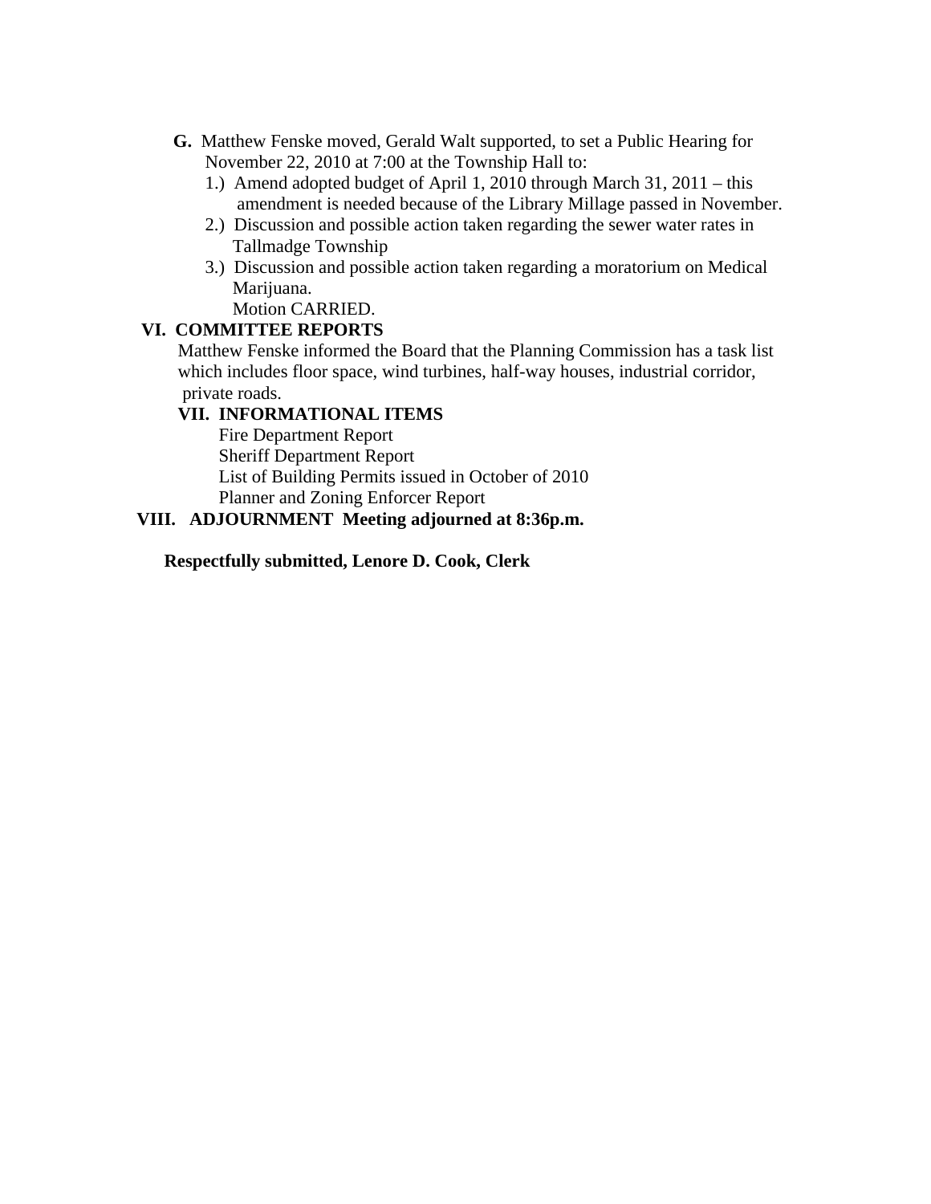**G.** Matthew Fenske moved, Gerald Walt supported, to set a Public Hearing for November 22, 2010 at 7:00 at the Township Hall to:

1.) Amend adopted budget of April 1, 2010 through March 31, 2011 – this amendment is needed because of the Library Millage passed in November.
2.) Discussion and possible action taken regarding the sewer water rates in Tallmadge Township
3.) Discussion and possible action taken regarding a moratorium on Medical Marijuana.

Motion CARRIED.

**VI. COMMITTEE REPORTS**

Matthew Fenske informed the Board that the Planning Commission has a task list which includes floor space, wind turbines, half-way houses, industrial corridor, private roads.

**VII. INFORMATIONAL ITEMS**

Fire Department Report
Sheriff Department Report
List of Building Permits issued in October of 2010
Planner and Zoning Enforcer Report

**VIII. ADJOURNMENT Meeting adjourned at 8:36p.m.**

**Respectfully submitted, Lenore D. Cook, Clerk**